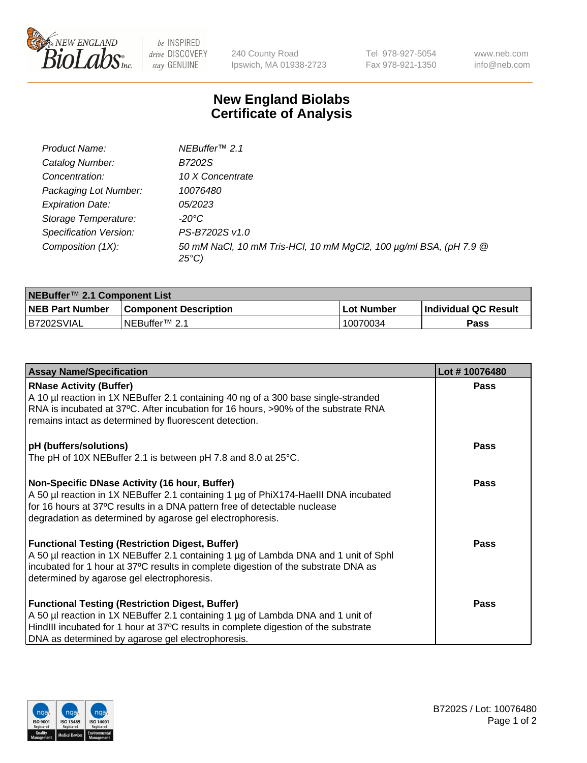240 County Road
Ipswich, MA 01938-2723

Tel 978-927-5054
Fax 978-921-1350

www.neb.com
info@neb.com

# New England Biolabs
# Certificate of Analysis

| | |
|---|---|
| *Product Name:* | *NEBuffer™ 2.1* |
| *Catalog Number:* | *B7202S* |
| *Concentration:* | *10 X Concentrate* |
| *Packaging Lot Number:* | *10076480* |
| *Expiration Date:* | *05/2023* |
| *Storage Temperature:* | *-20°C* |
| *Specification Version:* | *PS-B7202S v1.0* |
| *Composition (1X):* | *50 mM NaCl, 10 mM Tris-HCl, 10 mM $MgCl_2$, 100 µg/ml BSA, (pH 7.9 @ 25°C)* |

| **NEBuffer™ 2.1 Component List** | | | |
|---|---|---|---|
| **NEB Part Number** | **Component Description** | **Lot Number** | **Individual QC Result** |
| B7202SVIAL | NEBuffer™ 2.1 | 10070034 | **Pass** |

| **Assay Name/Specification** | **Lot # 10076480** |
|---|---|
| **RNase Activity (Buffer)**<br>A 10 µl reaction in 1X NEBuffer 2.1 containing 40 ng of a 300 base single-stranded RNA is incubated at 37ºC. After incubation for 16 hours, >90% of the substrate RNA remains intact as determined by fluorescent detection. | **Pass** |
| **pH (buffers/solutions)**<br>The pH of 10X NEBuffer 2.1 is between pH 7.8 and 8.0 at 25°C. | **Pass** |
| **Non-Specific DNase Activity (16 hour, Buffer)**<br>A 50 µl reaction in 1X NEBuffer 2.1 containing 1 µg of PhiX174-HaeIII DNA incubated for 16 hours at 37ºC results in a DNA pattern free of detectable nuclease degradation as determined by agarose gel electrophoresis. | **Pass** |
| **Functional Testing (Restriction Digest, Buffer)**<br>A 50 µl reaction in 1X NEBuffer 2.1 containing 1 µg of Lambda DNA and 1 unit of SphI incubated for 1 hour at 37ºC results in complete digestion of the substrate DNA as determined by agarose gel electrophoresis. | **Pass** |
| **Functional Testing (Restriction Digest, Buffer)**<br>A 50 µl reaction in 1X NEBuffer 2.1 containing 1 µg of Lambda DNA and 1 unit of HindIII incubated for 1 hour at 37ºC results in complete digestion of the substrate DNA as determined by agarose gel electrophoresis. | **Pass** |

B7202S / Lot: 10076480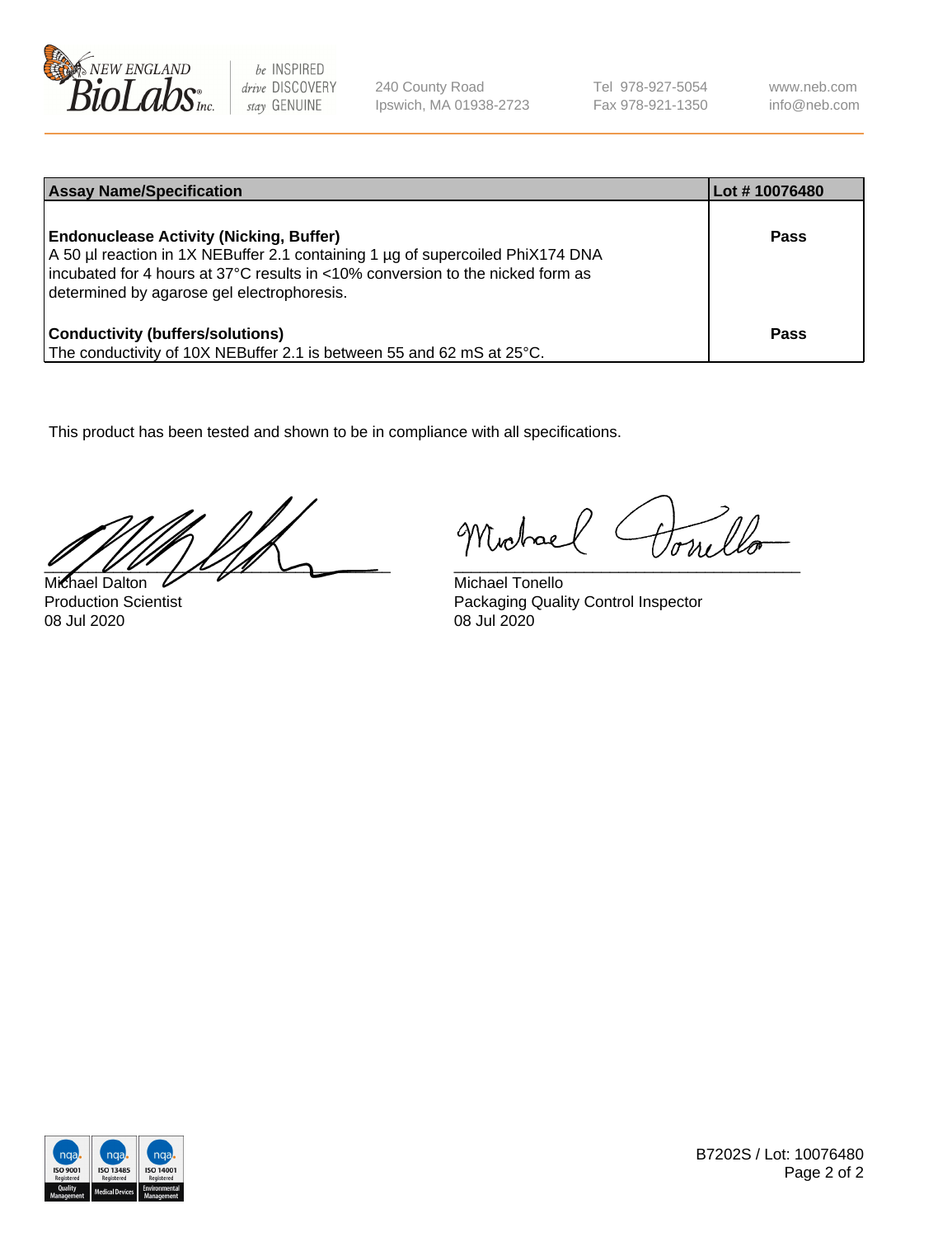| Assay Name/Specification | Lot # 10076480 |
|---|---|
| **Endonuclease Activity (Nicking, Buffer)**<br>A 50 µl reaction in 1X NEBuffer 2.1 containing 1 µg of supercoiled PhiX174 DNA incubated for 4 hours at 37°C results in <10% conversion to the nicked form as determined by agarose gel electrophoresis. | **Pass** |
| **Conductivity (buffers/solutions)**<br>The conductivity of 10X NEBuffer 2.1 is between 55 and 62 mS at 25°C. | **Pass** |

This product has been tested and shown to be in compliance with all specifications.

Michael Dalton
Production Scientist
08 Jul 2020

Michael Tonello
Packaging Quality Control Inspector
08 Jul 2020

B7202S / Lot: 10076480